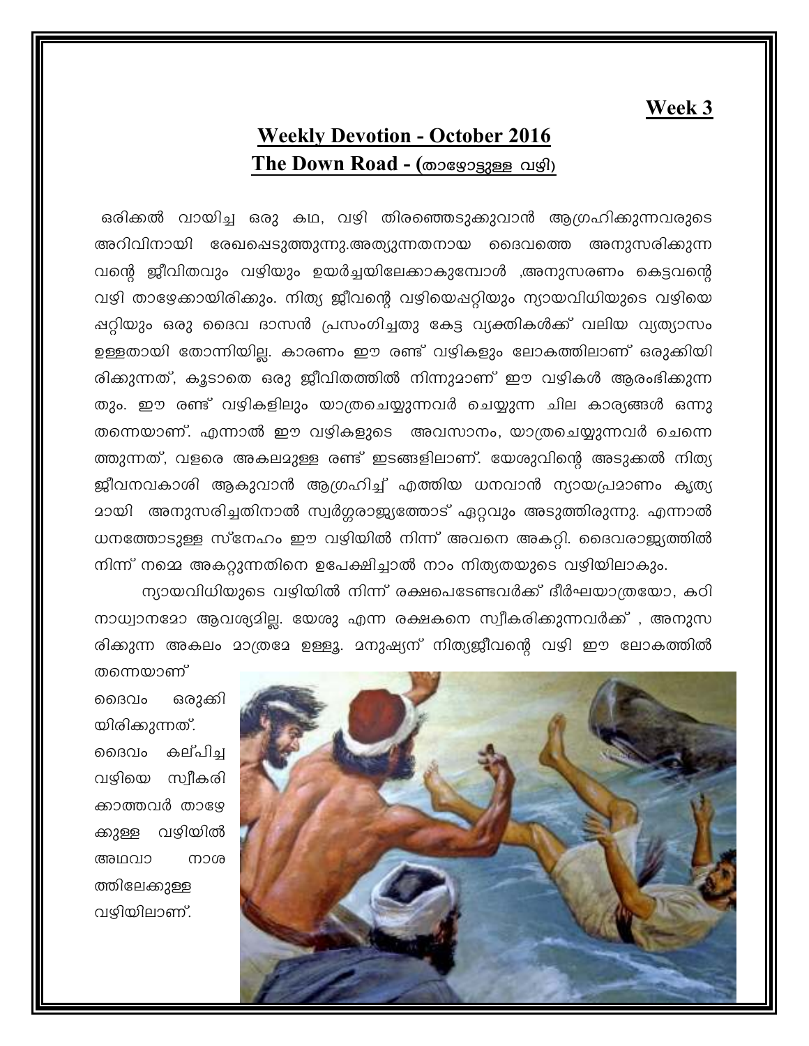**Week 3**

## Weekly Devotion - October 2016

## The Down Road - (താഴോട്ടുള്ള വഴി)

ഒരിക്കൽ വായിച്ച ഒരു കഥ, വഴി തിരഞ്ഞെടുക്കുവാൻ ആഗ്രഹിക്കുന്നവരുടെ അറിവിനായി രേഖപ്പെടുത്തുന്നു.അത്യുന്നതനായ ദൈവത്തെ അനുസരിക്കുന്ന വന്റെ ജീവിതവും വഴിയും ഉയർച്ചയിലേക്കാകുമ്പോൾ ,അനുസരണം കെട്ടവന്റെ വഴി താഴേക്കായിരിക്കും. നിത്യ ജീവന്റെ വഴിയെപ്പറ്റിയും ന്യായവിധിയുടെ വഴിയെ പ്പറ്റിയും ഒരു ദൈവ ദാസൻ പ്രസംഗിച്ചതു കേട്ട വ്യക്തികൾക്ക് വലിയ വ്യത്യാസം ഉള്ളതായി തോന്നിയില്ല. കാരണം ഈ രണ്ട് വഴികളും ലോകത്തിലാണ് ഒരുക്കിയി രിക്കുന്നത്, കൂടാതെ ഒരു ജീവിതത്തിൽ നിന്നുമാണ് ഈ വഴികൾ ആരംഭിക്കുന്ന തും. ഈ രണ്ട് വഴികളിലും യാത്രചെയ്യുന്നവർ ചെയ്യുന്ന ചില കാര്യങ്ങൾ ഒന്നു തന്നെയാണ്. എന്നാൽ ഈ വഴികളുടെ അവസാനം, യാത്രചെയ്യുന്നവർ ചെന്നെ ത്തുന്നത്, വളരെ അകലമുള്ള രണ്ട് ഇടങ്ങളിലാണ്. യേശുവിന്റെ അടുക്കൽ നിത്യ ജീവനവകാശി ആകുവാൻ ആഗ്രഹിച്ച് എത്തിയ ധനവാൻ ന്യായപ്രമാണം കൃത്യ മായി അനുസരിച്ചതിനാൽ സ്വർഗ്ഗരാജ്യത്തോട് ഏറ്റവും അടുത്തിരുന്നു. എന്നാൽ ധനത്തോടുള്ള സ്നേഹം ഈ വഴിയിൽ നിന്ന് അവനെ അകറ്റി. ദൈവരാജ്യത്തിൽ നിന്ന് നമ്മെ അകറ്റുന്നതിനെ ഉപേക്ഷിച്ചാൽ നാം നിത്യതയുടെ വഴിയിലാകും.

ന്യായവിധിയുടെ വഴിയിൽ നിന്ന് രക്ഷപെടേണ്ടവർക്ക് ദീർഘയാത്രയോ, കഠി നാധ്വാനമോ ആവശ്യമില്ല. യേശു എന്ന രക്ഷകനെ സ്വീകരിക്കുന്നവർക്ക് , അനുസ രിക്കുന്ന അകലം മാത്രമേ ഉള്ളൂ. മനുഷ്യന് നിത്യജീവന്റെ വഴി ഈ ലോകത്തിൽ തന്നെയാണ് ദൈവം ഒരുക്കിയിരിക്കുന്നത്. ദൈവം കല്പിച്ച വഴിയെ സ്വീകരിക്കാത്തവർ താഴേക്കുള്ള വഴിയിൽ അഥവാ നാശത്തിലേക്കുള്ള വഴിയിലാണ്.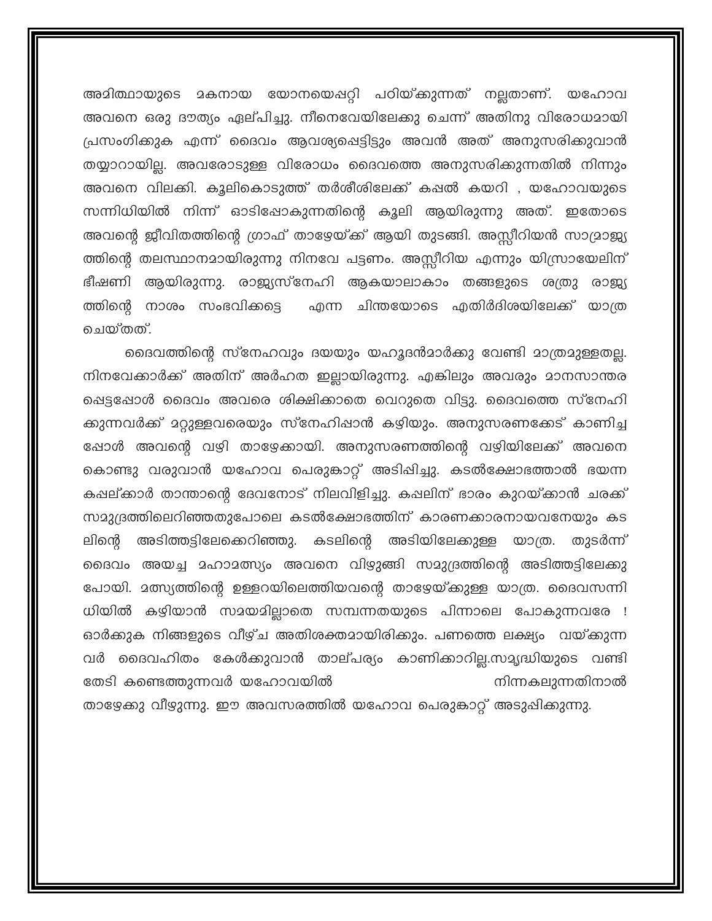അമിത്ഥായുടെ മകനായ യോനയെപ്പറ്റി പഠിയ്ക്കുന്നത് നല്ലതാണ്. യഹോവ അവനെ ഒരു ദൗത്യം ഏല്പിച്ചു. നീനെവേയിലേക്കു ചെന്ന് അതിനു വിരോധമായി പ്രസംഗിക്കുക എന്ന് ദൈവം ആവശ്യപ്പെട്ടിട്ടും അവൻ അത് അനുസരിക്കുവാൻ തയ്യാറായില്ല. അവരോടുള്ള വിരോധം ദൈവത്തെ അനുസരിക്കുന്നതിൽ നിന്നും അവനെ വിലക്കി. കൂലികൊടുത്ത് തർശീശിലേക്ക് കപ്പൽ കയറി , യഹോവയുടെ സന്നിധിയിൽ നിന്ന് ഓടിപ്പോകുന്നതിന്റെ കൂലി ആയിരുന്നു അത്. ഇതോടെ അവന്റെ ജീവിതത്തിന്റെ ഗ്രാഫ് താഴേയ്ക്ക് ആയി തുടങ്ങി. അസ്സീറിയൻ സാമ്രാജ്യത്തിന്റെ തലസ്ഥാനമായിരുന്നു നിനവേ പട്ടണം. അസ്സീറിയ എന്നും യിസ്രായേലിന് ഭീഷണി ആയിരുന്നു. രാജ്യസ്നേഹി ആകയാലാകാം തങ്ങളുടെ ശത്രു രാജ്യത്തിന്റെ നാശം സംഭവിക്കട്ടെ എന്ന ചിന്തയോടെ എതിർദിശയിലേക്ക് യാത്ര ചെയ്തത്.

ദൈവത്തിന്റെ സ്നേഹവും ദയയും യഹൂദൻമാർക്കു വേണ്ടി മാത്രമുള്ളതല്ല. നിനവേക്കാർക്ക് അതിന് അർഹത ഇല്ലായിരുന്നു. എങ്കിലും അവരും മാനസാന്തരപ്പെട്ടപ്പോൾ ദൈവം അവരെ ശിക്ഷിക്കാതെ വെറുതെ വിട്ടു. ദൈവത്തെ സ്നേഹിക്കുന്നവർക്ക് മറ്റുള്ളവരെയും സ്നേഹിപ്പാൻ കഴിയും. അനുസരണക്കേട് കാണിച്ചപ്പോൾ അവന്റെ വഴി താഴേക്കായി. അനുസരണത്തിന്റെ വഴിയിലേക്ക് അവനെ കൊണ്ടു വരുവാൻ യഹോവ പെരുങ്കാറ്റ് അടിപ്പിച്ചു. കടൽക്ഷോഭത്താൽ ഭയന്ന കപ്പല്ക്കാർ താന്താന്റെ ദേവനോട് നിലവിളിച്ചു. കപ്പലിന് ഭാരം കുറയ്ക്കാൻ ചരക്ക് സമുദ്രത്തിലെറിഞ്ഞതുപോലെ കടൽക്ഷോഭത്തിന് കാരണക്കാരനായവനേയും കടലിന്റെ അടിത്തട്ടിലേക്കെറിഞ്ഞു. കടലിന്റെ അടിയിലേക്കുള്ള യാത്ര. തുടർന്ന് ദൈവം അയച്ച മഹാമത്സ്യം അവനെ വിഴുങ്ങി സമുദ്രത്തിന്റെ അടിത്തട്ടിലേക്കു പോയി. മത്സ്യത്തിന്റെ ഉള്ളറയിലെത്തിയവന്റെ താഴേയ്ക്കുള്ള യാത്ര. ദൈവസന്നിധിയിൽ കഴിയാൻ സമയമില്ലാതെ സമ്പന്നതയുടെ പിന്നാലെ പോകുന്നവരേ ! ഓർക്കുക നിങ്ങളുടെ വീഴ്ച അതിശക്തമായിരിക്കും. പണത്തെ ലക്ഷ്യം വയ്ക്കുന്നവർ ദൈവഹിതം കേൾക്കുവാൻ താല്പര്യം കാണിക്കാറില്ല.സമൃദ്ധിയുടെ വണ്ടി തേടി കണ്ടെത്തുന്നവർ യഹോവയിൽ നിന്നകലുന്നതിനാൽ താഴേക്കു വീഴുന്നു. ഈ അവസരത്തിൽ യഹോവ പെരുകാറ്റ് അടുപ്പിക്കുന്നു.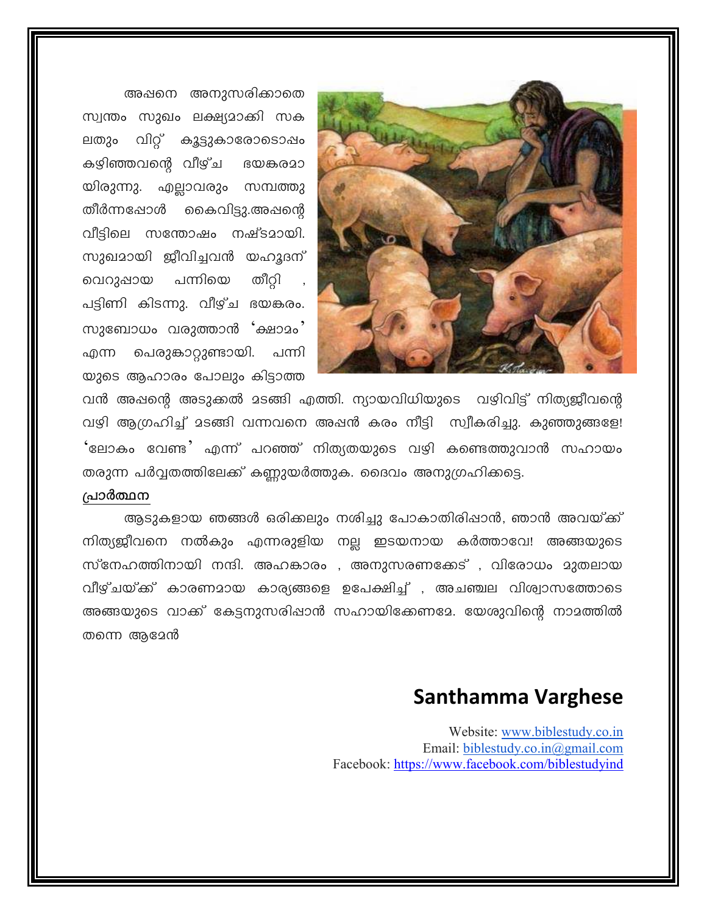അപ്പനെ അനുസരിക്കാതെ സ്വന്തം സുഖം ലക്ഷ്യമാക്കി സകലതും വിറ്റ് കൂട്ടുകാരോടൊപ്പം കഴിഞ്ഞവന്റെ വീഴ്ച ഭയങ്കരമായിരുന്നു. എല്ലാവരും സമ്പത്തു തീർന്നപ്പോൾ കൈവിട്ടു.അപ്പന്റെ വീട്ടിലെ സന്തോഷം നഷ്ടമായി. സുഖമായി ജീവിച്ചവൻ യഹൂദന് വെറുപ്പായ പന്നിയെ തീറ്റി , പട്ടിണി കിടന്നു. വീഴ്ച ഭയങ്കരം. സുബോധം വരുത്താൻ 'ക്ഷാമം' എന്ന പെരുങ്കാറ്റുണ്ടായി. പന്നിയുടെ ആഹാരം പോലും കിട്ടാത്തവൻ അപ്പന്റെ അടുക്കൽ മടങ്ങി എത്തി. ന്യായവിധിയുടെ വഴിവിട്ട് നിത്യജീവന്റെ വഴി ആഗ്രഹിച്ച് മടങ്ങി വന്നവനെ അപ്പൻ കരം നീട്ടി സ്വീകരിച്ചു. കുഞ്ഞുങ്ങളേ! 'ലോകം വേണ്ട' എന്ന് പറഞ്ഞ് നിത്യതയുടെ വഴി കണ്ടെത്തുവാൻ സഹായം തരുന്ന പർവ്വതത്തിലേക്ക് കണ്ണുയർത്തുക. ദൈവം അനുഗ്രഹിക്കട്ടെ.

**പ്രാർത്ഥന**

ആടുകളായ ഞങ്ങൾ ഒരിക്കലും നശിച്ചു പോകാതിരിപ്പാൻ, ഞാൻ അവയ്ക്ക് നിത്യജീവനെ നൽകും എന്നരുളിയ നല്ല ഇടയനായ കർത്താവേ! അങ്ങയുടെ സ്നേഹത്തിനായി നന്ദി. അഹങ്കാരം , അനുസരണക്കേട് , വിരോധം മുതലായ വീഴ്ചയ്ക്ക് കാരണമായ കാര്യങ്ങളെ ഉപേക്ഷിച്ച് , അചഞ്ചല വിശ്വാസത്തോടെ അങ്ങയുടെ വാക്ക് കേട്ടനുസരിപ്പാൻ സഹായിക്കേണമേ. യേശുവിന്റെ നാമത്തിൽ തന്നെ ആമേൻ

## Santhamma Varghese

Website: www.biblestudy.co.in
Email: biblestudy.co.in@gmail.com
Facebook: https://www.facebook.com/biblestudyind